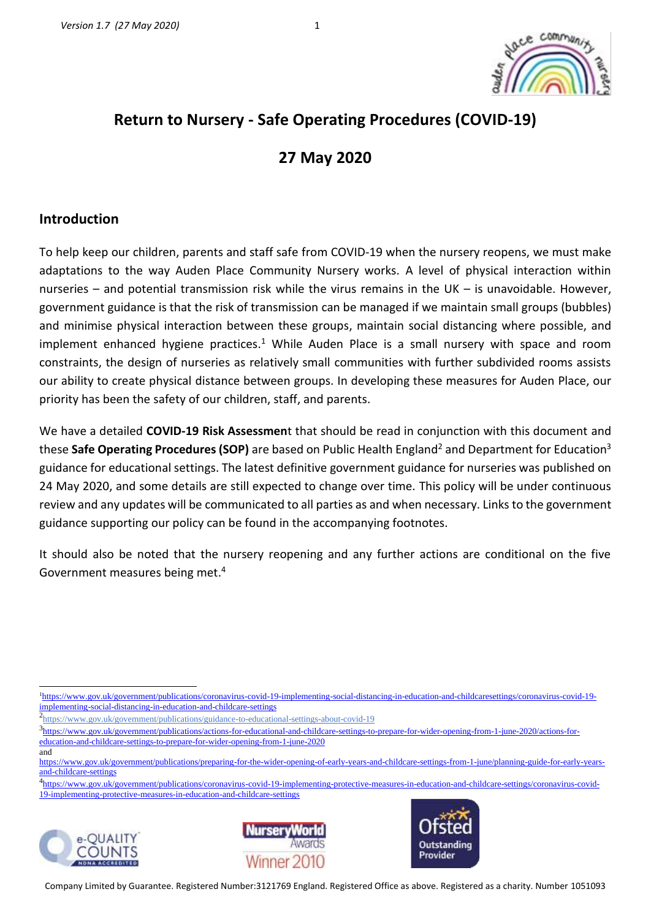# Return to Nursery - Safe Operating Procedures (COVID-19)

## 27 May 2020

## Introduction

To help keep our children, parents and staff safe from COVID-19 when the nursery reopens, we must make adaptations to the way Auden Place Community Nursery works. A level of physical interaction within nurseries – and potential transmission risk while the virus remains in the UK – is unavoidable. However, government guidance is that the risk of transmission can be managed if we maintain small groups (bubbles) and minimise physical interaction between these groups, maintain social distancing where possible, and implement enhanced hygiene practices.[1] While Auden Place is a small nursery with space and room constraints, the design of nurseries as relatively small communities with further subdivided rooms assists our ability to create physical distance between groups. In developing these measures for Auden Place, our priority has been the safety of our children, staff, and parents.

We have a detailed **COVID-19 Risk Assessmen**t that should be read in conjunction with this document and these **Safe Operating Procedures (SOP)** are based on Public Health England[2] and Department for Education[3] guidance for educational settings. The latest definitive government guidance for nurseries was published on 24 May 2020, and some details are still expected to change over time. This policy will be under continuous review and any updates will be communicated to all parties as and when necessary. Links to the government guidance supporting our policy can be found in the accompanying footnotes.

It should also be noted that the nursery reopening and any further actions are conditional on the five Government measures being met.[4]

---

[1] https://www.gov.uk/government/publications/coronavirus-covid-19-implementing-social-distancing-in-education-and-childcaresettings/coronavirus-covid-19-implementing-social-distancing-in-education-and-childcare-settings

[2] https://www.gov.uk/government/publications/guidance-to-educational-settings-about-covid-19

[3] https://www.gov.uk/government/publications/actions-for-educational-and-childcare-settings-to-prepare-for-wider-opening-from-1-june-2020/actions-for-education-and-childcare-settings-to-prepare-for-wider-opening-from-1-june-2020
and
https://www.gov.uk/government/publications/preparing-for-the-wider-opening-of-early-years-and-childcare-settings-from-1-june/planning-guide-for-early-years-and-childcare-settings

[4] https://www.gov.uk/government/publications/coronavirus-covid-19-implementing-protective-measures-in-education-and-childcare-settings/coronavirus-covid-19-implementing-protective-measures-in-education-and-childcare-settings

Company Limited by Guarantee. Registered Number:3121769 England. Registered Office as above. Registered as a charity. Number 1051093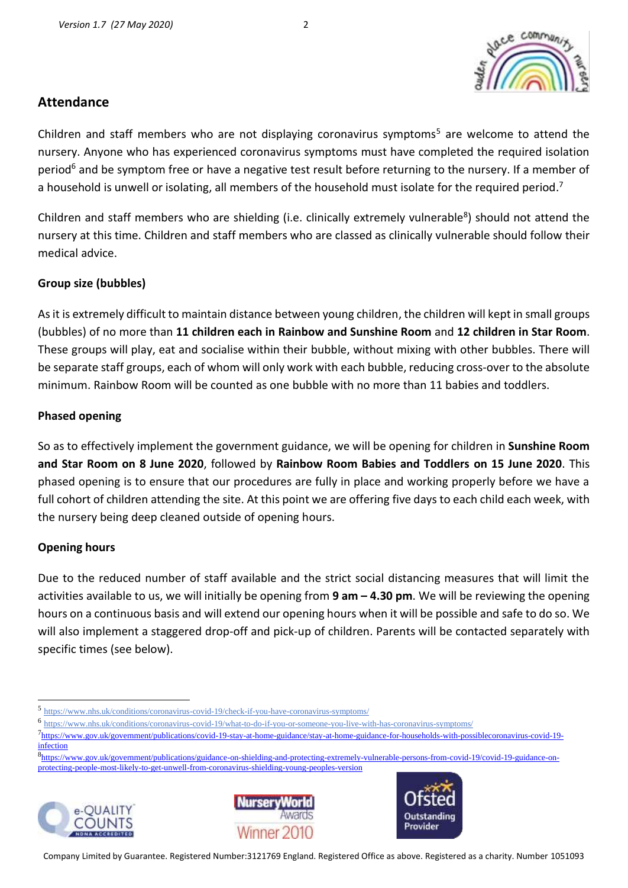## Attendance

Children and staff members who are not displaying coronavirus symptoms[5] are welcome to attend the nursery. Anyone who has experienced coronavirus symptoms must have completed the required isolation period[6] and be symptom free or have a negative test result before returning to the nursery. If a member of a household is unwell or isolating, all members of the household must isolate for the required period.[7]

Children and staff members who are shielding (i.e. clinically extremely vulnerable[8]) should not attend the nursery at this time. Children and staff members who are classed as clinically vulnerable should follow their medical advice.

### Group size (bubbles)

As it is extremely difficult to maintain distance between young children, the children will kept in small groups (bubbles) of no more than **11 children each in Rainbow and Sunshine Room** and **12 children in Star Room**. These groups will play, eat and socialise within their bubble, without mixing with other bubbles. There will be separate staff groups, each of whom will only work with each bubble, reducing cross-over to the absolute minimum. Rainbow Room will be counted as one bubble with no more than 11 babies and toddlers.

### Phased opening

So as to effectively implement the government guidance, we will be opening for children in **Sunshine Room and Star Room on 8 June 2020**, followed by **Rainbow Room Babies and Toddlers on 15 June 2020**. This phased opening is to ensure that our procedures are fully in place and working properly before we have a full cohort of children attending the site. At this point we are offering five days to each child each week, with the nursery being deep cleaned outside of opening hours.

### Opening hours

Due to the reduced number of staff available and the strict social distancing measures that will limit the activities available to us, we will initially be opening from **9 am – 4.30 pm**. We will be reviewing the opening hours on a continuous basis and will extend our opening hours when it will be possible and safe to do so. We will also implement a staggered drop-off and pick-up of children. Parents will be contacted separately with specific times (see below).

---

[5] https://www.nhs.uk/conditions/coronavirus-covid-19/check-if-you-have-coronavirus-symptoms/

[6] https://www.nhs.uk/conditions/coronavirus-covid-19/what-to-do-if-you-or-someone-you-live-with-has-coronavirus-symptoms/

[7] https://www.gov.uk/government/publications/covid-19-stay-at-home-guidance/stay-at-home-guidance-for-households-with-possiblecoronavirus-covid-19-infection

[8] https://www.gov.uk/government/publications/guidance-on-shielding-and-protecting-extremely-vulnerable-persons-from-covid-19/covid-19-guidance-on-protecting-people-most-likely-to-get-unwell-from-coronavirus-shielding-young-peoples-version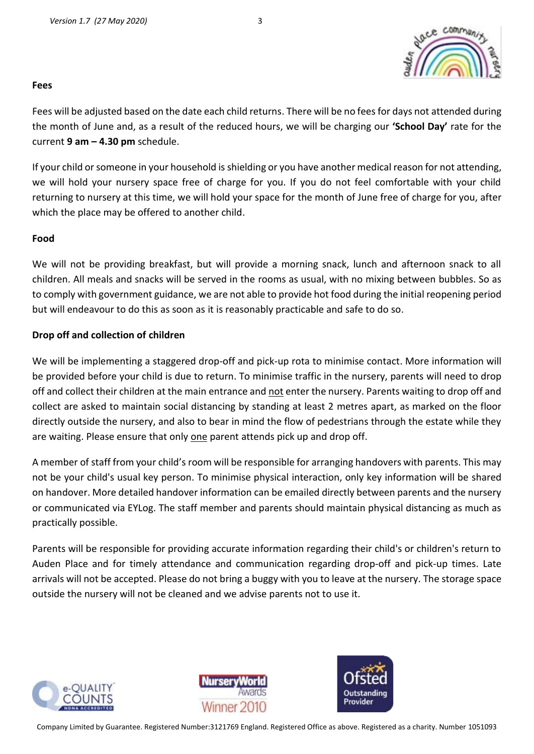**Fees**

Fees will be adjusted based on the date each child returns. There will be no fees for days not attended during the month of June and, as a result of the reduced hours, we will be charging our **'School Day'** rate for the current **9 am – 4.30 pm** schedule.

If your child or someone in your household is shielding or you have another medical reason for not attending, we will hold your nursery space free of charge for you. If you do not feel comfortable with your child returning to nursery at this time, we will hold your space for the month of June free of charge for you, after which the place may be offered to another child.

**Food**

We will not be providing breakfast, but will provide a morning snack, lunch and afternoon snack to all children. All meals and snacks will be served in the rooms as usual, with no mixing between bubbles. So as to comply with government guidance, we are not able to provide hot food during the initial reopening period but will endeavour to do this as soon as it is reasonably practicable and safe to do so.

**Drop off and collection of children**

We will be implementing a staggered drop-off and pick-up rota to minimise contact. More information will be provided before your child is due to return. To minimise traffic in the nursery, parents will need to drop off and collect their children at the main entrance and not enter the nursery. Parents waiting to drop off and collect are asked to maintain social distancing by standing at least 2 metres apart, as marked on the floor directly outside the nursery, and also to bear in mind the flow of pedestrians through the estate while they are waiting. Please ensure that only one parent attends pick up and drop off.

A member of staff from your child's room will be responsible for arranging handovers with parents. This may not be your child's usual key person. To minimise physical interaction, only key information will be shared on handover. More detailed handover information can be emailed directly between parents and the nursery or communicated via EYLog. The staff member and parents should maintain physical distancing as much as practically possible.

Parents will be responsible for providing accurate information regarding their child's or children's return to Auden Place and for timely attendance and communication regarding drop-off and pick-up times. Late arrivals will not be accepted. Please do not bring a buggy with you to leave at the nursery. The storage space outside the nursery will not be cleaned and we advise parents not to use it.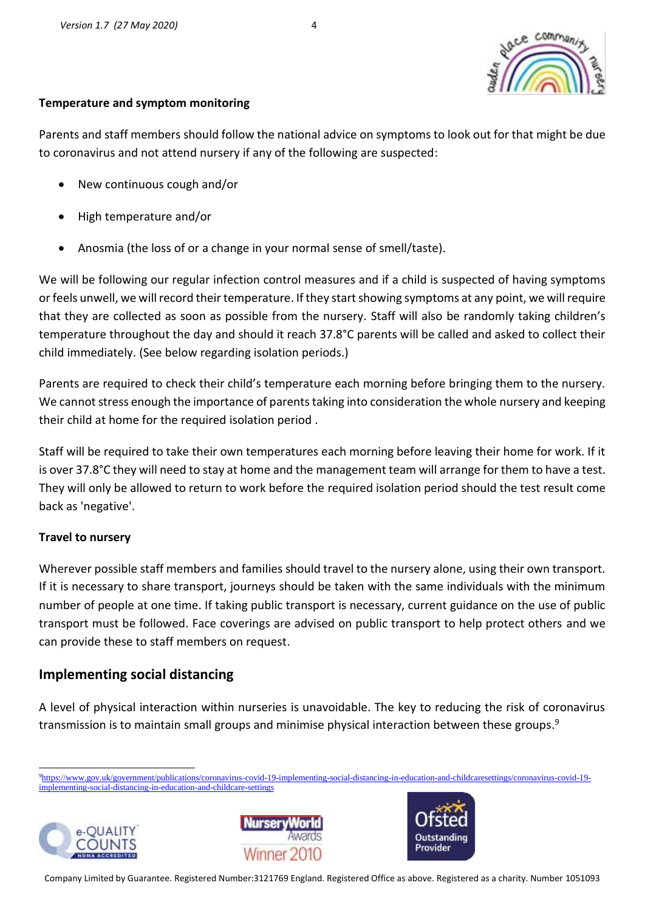### Temperature and symptom monitoring

Parents and staff members should follow the national advice on symptoms to look out for that might be due to coronavirus and not attend nursery if any of the following are suspected:

- New continuous cough and/or
- High temperature and/or
- Anosmia (the loss of or a change in your normal sense of smell/taste).

We will be following our regular infection control measures and if a child is suspected of having symptoms or feels unwell, we will record their temperature. If they start showing symptoms at any point, we will require that they are collected as soon as possible from the nursery. Staff will also be randomly taking children's temperature throughout the day and should it reach 37.8°C parents will be called and asked to collect their child immediately. (See below regarding isolation periods.)

Parents are required to check their child's temperature each morning before bringing them to the nursery. We cannot stress enough the importance of parents taking into consideration the whole nursery and keeping their child at home for the required isolation period .

Staff will be required to take their own temperatures each morning before leaving their home for work. If it is over 37.8°C they will need to stay at home and the management team will arrange for them to have a test. They will only be allowed to return to work before the required isolation period should the test result come back as 'negative'.

### Travel to nursery

Wherever possible staff members and families should travel to the nursery alone, using their own transport. If it is necessary to share transport, journeys should be taken with the same individuals with the minimum number of people at one time. If taking public transport is necessary, current guidance on the use of public transport must be followed. Face coverings are advised on public transport to help protect others and we can provide these to staff members on request.

## Implementing social distancing

A level of physical interaction within nurseries is unavoidable. The key to reducing the risk of coronavirus transmission is to maintain small groups and minimise physical interaction between these groups.[9]

[9] https://www.gov.uk/government/publications/coronavirus-covid-19-implementing-social-distancing-in-education-and-childcaresettings/coronavirus-covid-19-implementing-social-distancing-in-education-and-childcare-settings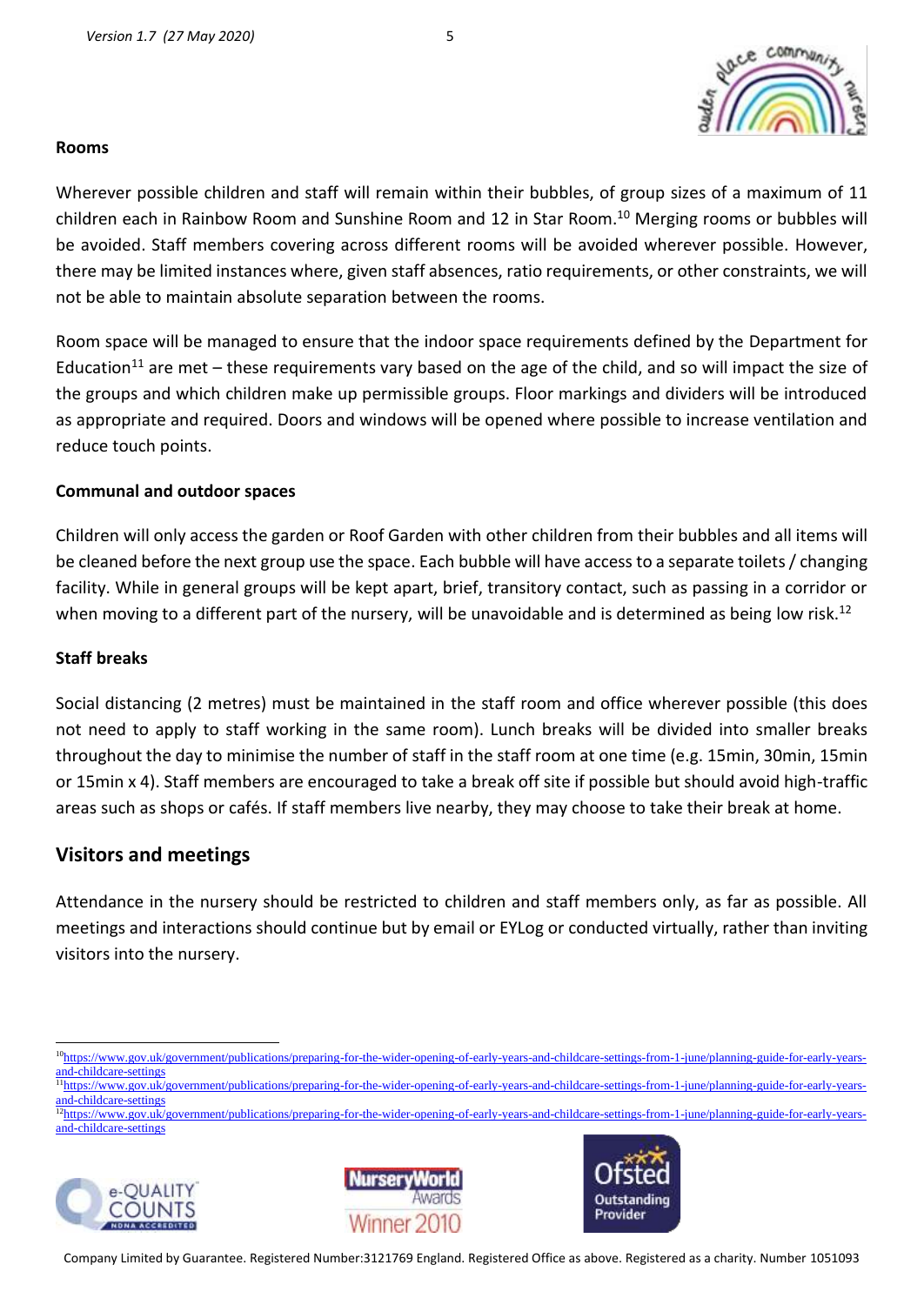### Rooms

Wherever possible children and staff will remain within their bubbles, of group sizes of a maximum of 11 children each in Rainbow Room and Sunshine Room and 12 in Star Room.[10] Merging rooms or bubbles will be avoided. Staff members covering across different rooms will be avoided wherever possible. However, there may be limited instances where, given staff absences, ratio requirements, or other constraints, we will not be able to maintain absolute separation between the rooms.

Room space will be managed to ensure that the indoor space requirements defined by the Department for Education[11] are met – these requirements vary based on the age of the child, and so will impact the size of the groups and which children make up permissible groups. Floor markings and dividers will be introduced as appropriate and required. Doors and windows will be opened where possible to increase ventilation and reduce touch points.

### Communal and outdoor spaces

Children will only access the garden or Roof Garden with other children from their bubbles and all items will be cleaned before the next group use the space. Each bubble will have access to a separate toilets / changing facility. While in general groups will be kept apart, brief, transitory contact, such as passing in a corridor or when moving to a different part of the nursery, will be unavoidable and is determined as being low risk.[12]

### Staff breaks

Social distancing (2 metres) must be maintained in the staff room and office wherever possible (this does not need to apply to staff working in the same room). Lunch breaks will be divided into smaller breaks throughout the day to minimise the number of staff in the staff room at one time (e.g. 15min, 30min, 15min or 15min x 4). Staff members are encouraged to take a break off site if possible but should avoid high-traffic areas such as shops or cafés. If staff members live nearby, they may choose to take their break at home.

## Visitors and meetings

Attendance in the nursery should be restricted to children and staff members only, as far as possible. All meetings and interactions should continue but by email or EYLog or conducted virtually, rather than inviting visitors into the nursery.

---

[10] https://www.gov.uk/government/publications/preparing-for-the-wider-opening-of-early-years-and-childcare-settings-from-1-june/planning-guide-for-early-years-and-childcare-settings

[11] https://www.gov.uk/government/publications/preparing-for-the-wider-opening-of-early-years-and-childcare-settings-from-1-june/planning-guide-for-early-years-and-childcare-settings

[12] https://www.gov.uk/government/publications/preparing-for-the-wider-opening-of-early-years-and-childcare-settings-from-1-june/planning-guide-for-early-years-and-childcare-settings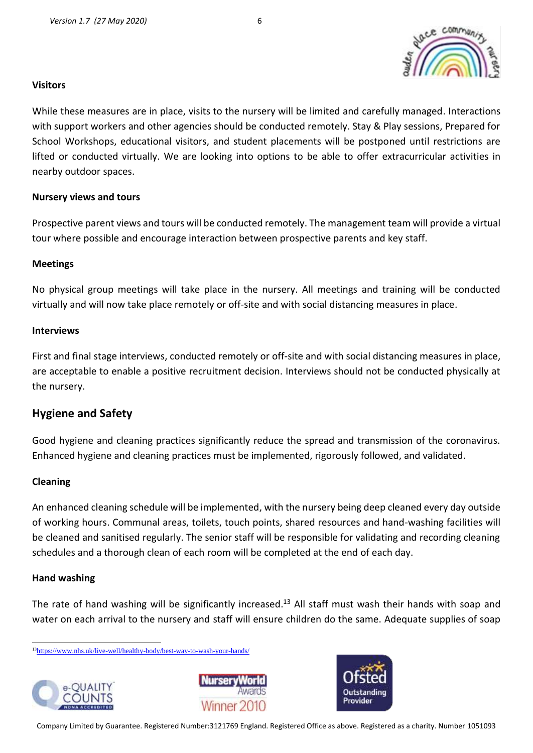#### Visitors

While these measures are in place, visits to the nursery will be limited and carefully managed. Interactions with support workers and other agencies should be conducted remotely. Stay & Play sessions, Prepared for School Workshops, educational visitors, and student placements will be postponed until restrictions are lifted or conducted virtually. We are looking into options to be able to offer extracurricular activities in nearby outdoor spaces.

#### Nursery views and tours

Prospective parent views and tours will be conducted remotely. The management team will provide a virtual tour where possible and encourage interaction between prospective parents and key staff.

#### Meetings

No physical group meetings will take place in the nursery. All meetings and training will be conducted virtually and will now take place remotely or off-site and with social distancing measures in place.

#### Interviews

First and final stage interviews, conducted remotely or off-site and with social distancing measures in place, are acceptable to enable a positive recruitment decision. Interviews should not be conducted physically at the nursery.

## Hygiene and Safety

Good hygiene and cleaning practices significantly reduce the spread and transmission of the coronavirus. Enhanced hygiene and cleaning practices must be implemented, rigorously followed, and validated.

#### Cleaning

An enhanced cleaning schedule will be implemented, with the nursery being deep cleaned every day outside of working hours. Communal areas, toilets, touch points, shared resources and hand-washing facilities will be cleaned and sanitised regularly. The senior staff will be responsible for validating and recording cleaning schedules and a thorough clean of each room will be completed at the end of each day.

#### Hand washing

The rate of hand washing will be significantly increased.[13] All staff must wash their hands with soap and water on each arrival to the nursery and staff will ensure children do the same. Adequate supplies of soap

[13] https://www.nhs.uk/live-well/healthy-body/best-way-to-wash-your-hands/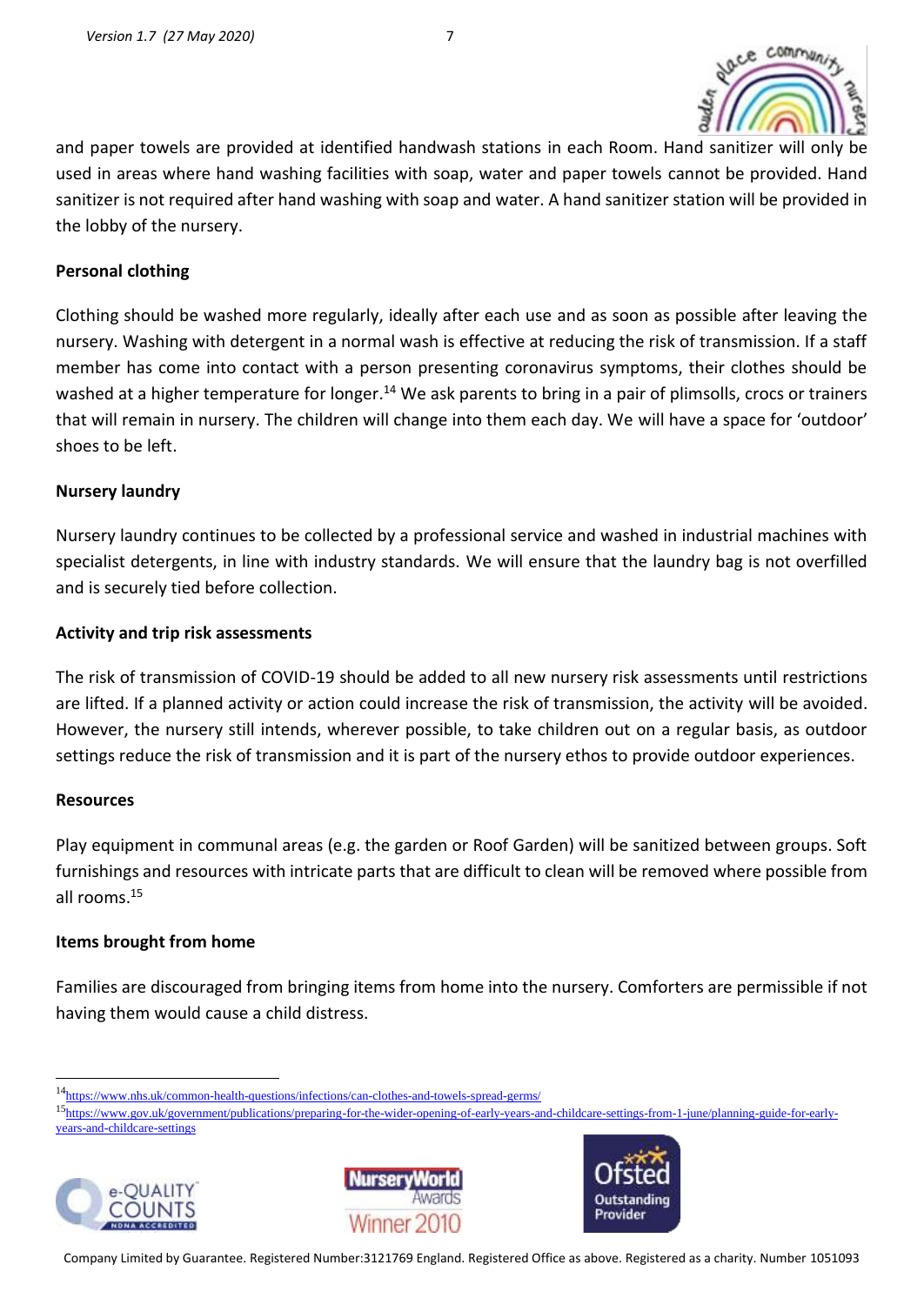and paper towels are provided at identified handwash stations in each Room. Hand sanitizer will only be used in areas where hand washing facilities with soap, water and paper towels cannot be provided. Hand sanitizer is not required after hand washing with soap and water. A hand sanitizer station will be provided in the lobby of the nursery.

**Personal clothing**

Clothing should be washed more regularly, ideally after each use and as soon as possible after leaving the nursery. Washing with detergent in a normal wash is effective at reducing the risk of transmission. If a staff member has come into contact with a person presenting coronavirus symptoms, their clothes should be washed at a higher temperature for longer.[14] We ask parents to bring in a pair of plimsolls, crocs or trainers that will remain in nursery. The children will change into them each day. We will have a space for 'outdoor' shoes to be left.

**Nursery laundry**

Nursery laundry continues to be collected by a professional service and washed in industrial machines with specialist detergents, in line with industry standards. We will ensure that the laundry bag is not overfilled and is securely tied before collection.

**Activity and trip risk assessments**

The risk of transmission of COVID-19 should be added to all new nursery risk assessments until restrictions are lifted. If a planned activity or action could increase the risk of transmission, the activity will be avoided. However, the nursery still intends, wherever possible, to take children out on a regular basis, as outdoor settings reduce the risk of transmission and it is part of the nursery ethos to provide outdoor experiences.

**Resources**

Play equipment in communal areas (e.g. the garden or Roof Garden) will be sanitized between groups. Soft furnishings and resources with intricate parts that are difficult to clean will be removed where possible from all rooms.[15]

**Items brought from home**

Families are discouraged from bringing items from home into the nursery. Comforters are permissible if not having them would cause a child distress.

---

[14] https://www.nhs.uk/common-health-questions/infections/can-clothes-and-towels-spread-germs/

[15] https://www.gov.uk/government/publications/preparing-for-the-wider-opening-of-early-years-and-childcare-settings-from-1-june/planning-guide-for-early-years-and-childcare-settings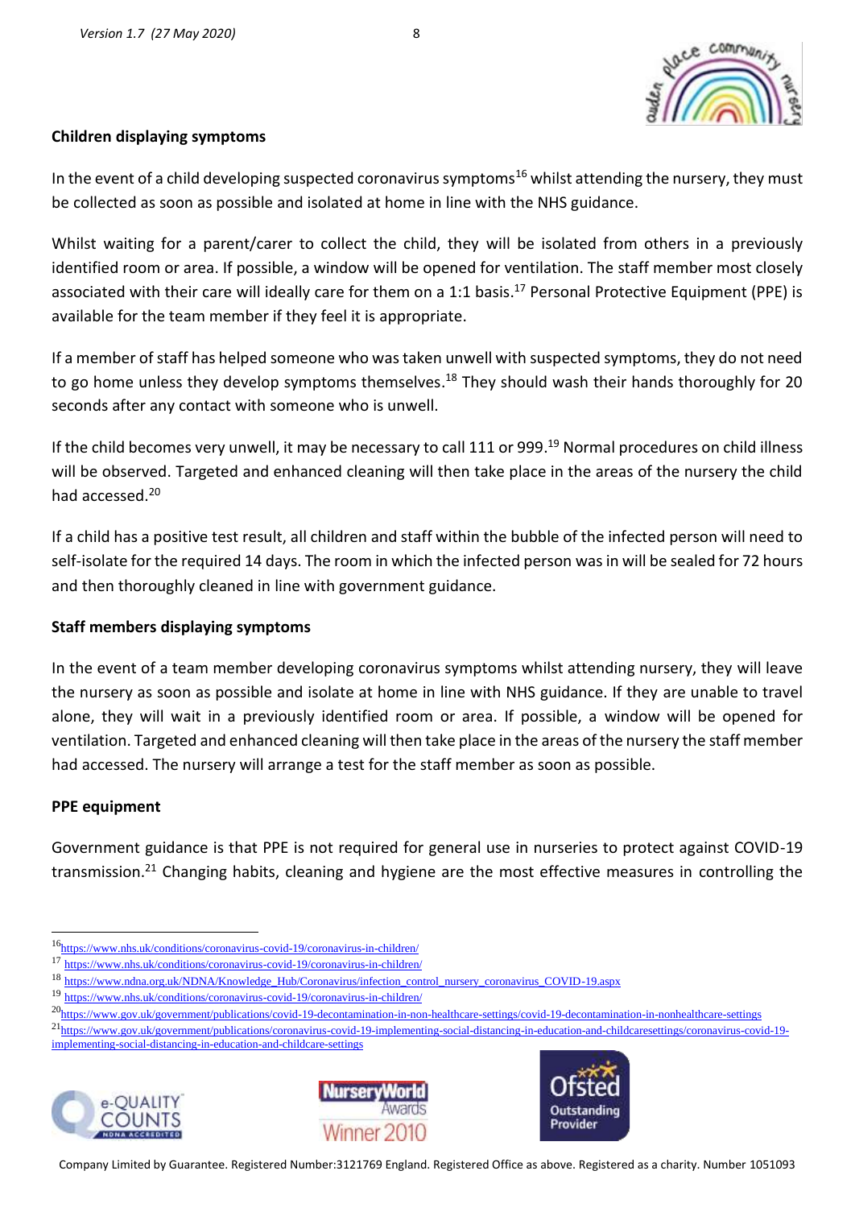### Children displaying symptoms

In the event of a child developing suspected coronavirus symptoms[16] whilst attending the nursery, they must be collected as soon as possible and isolated at home in line with the NHS guidance.

Whilst waiting for a parent/carer to collect the child, they will be isolated from others in a previously identified room or area. If possible, a window will be opened for ventilation. The staff member most closely associated with their care will ideally care for them on a 1:1 basis.[17] Personal Protective Equipment (PPE) is available for the team member if they feel it is appropriate.

If a member of staff has helped someone who was taken unwell with suspected symptoms, they do not need to go home unless they develop symptoms themselves.[18] They should wash their hands thoroughly for 20 seconds after any contact with someone who is unwell.

If the child becomes very unwell, it may be necessary to call 111 or 999.[19] Normal procedures on child illness will be observed. Targeted and enhanced cleaning will then take place in the areas of the nursery the child had accessed.[20]

If a child has a positive test result, all children and staff within the bubble of the infected person will need to self-isolate for the required 14 days. The room in which the infected person was in will be sealed for 72 hours and then thoroughly cleaned in line with government guidance.

### Staff members displaying symptoms

In the event of a team member developing coronavirus symptoms whilst attending nursery, they will leave the nursery as soon as possible and isolate at home in line with NHS guidance. If they are unable to travel alone, they will wait in a previously identified room or area. If possible, a window will be opened for ventilation. Targeted and enhanced cleaning will then take place in the areas of the nursery the staff member had accessed. The nursery will arrange a test for the staff member as soon as possible.

### PPE equipment

Government guidance is that PPE is not required for general use in nurseries to protect against COVID-19 transmission.[21] Changing habits, cleaning and hygiene are the most effective measures in controlling the

---

[16] https://www.nhs.uk/conditions/coronavirus-covid-19/coronavirus-in-children/

[17] https://www.nhs.uk/conditions/coronavirus-covid-19/coronavirus-in-children/

[18] https://www.ndna.org.uk/NDNA/Knowledge_Hub/Coronavirus/infection_control_nursery_coronavirus_COVID-19.aspx

[19] https://www.nhs.uk/conditions/coronavirus-covid-19/coronavirus-in-children/

[20] https://www.gov.uk/government/publications/covid-19-decontamination-in-non-healthcare-settings/covid-19-decontamination-in-nonhealthcare-settings

[21] https://www.gov.uk/government/publications/coronavirus-covid-19-implementing-social-distancing-in-education-and-childcaresettings/coronavirus-covid-19-implementing-social-distancing-in-education-and-childcare-settings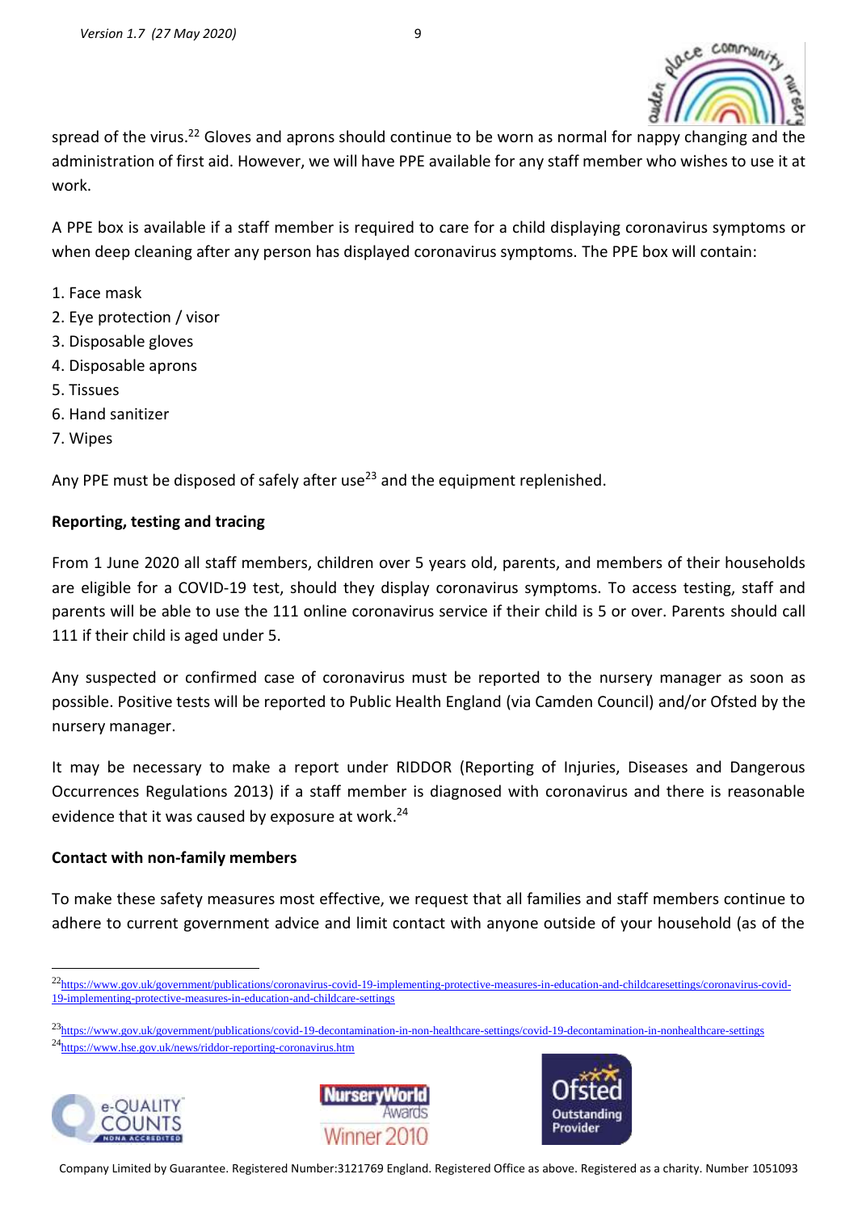spread of the virus.[22] Gloves and aprons should continue to be worn as normal for nappy changing and the administration of first aid. However, we will have PPE available for any staff member who wishes to use it at work.

A PPE box is available if a staff member is required to care for a child displaying coronavirus symptoms or when deep cleaning after any person has displayed coronavirus symptoms. The PPE box will contain:

1. Face mask
2. Eye protection / visor
3. Disposable gloves
4. Disposable aprons
5. Tissues
6. Hand sanitizer
7. Wipes

Any PPE must be disposed of safely after use[23] and the equipment replenished.

**Reporting, testing and tracing**

From 1 June 2020 all staff members, children over 5 years old, parents, and members of their households are eligible for a COVID-19 test, should they display coronavirus symptoms. To access testing, staff and parents will be able to use the 111 online coronavirus service if their child is 5 or over. Parents should call 111 if their child is aged under 5.

Any suspected or confirmed case of coronavirus must be reported to the nursery manager as soon as possible. Positive tests will be reported to Public Health England (via Camden Council) and/or Ofsted by the nursery manager.

It may be necessary to make a report under RIDDOR (Reporting of Injuries, Diseases and Dangerous Occurrences Regulations 2013) if a staff member is diagnosed with coronavirus and there is reasonable evidence that it was caused by exposure at work.[24]

**Contact with non-family members**

To make these safety measures most effective, we request that all families and staff members continue to adhere to current government advice and limit contact with anyone outside of your household (as of the

---

[22] https://www.gov.uk/government/publications/coronavirus-covid-19-implementing-protective-measures-in-education-and-childcaresettings/coronavirus-covid-19-implementing-protective-measures-in-education-and-childcare-settings

[23] https://www.gov.uk/government/publications/covid-19-decontamination-in-non-healthcare-settings/covid-19-decontamination-in-nonhealthcare-settings

[24] https://www.hse.gov.uk/news/riddor-reporting-coronavirus.htm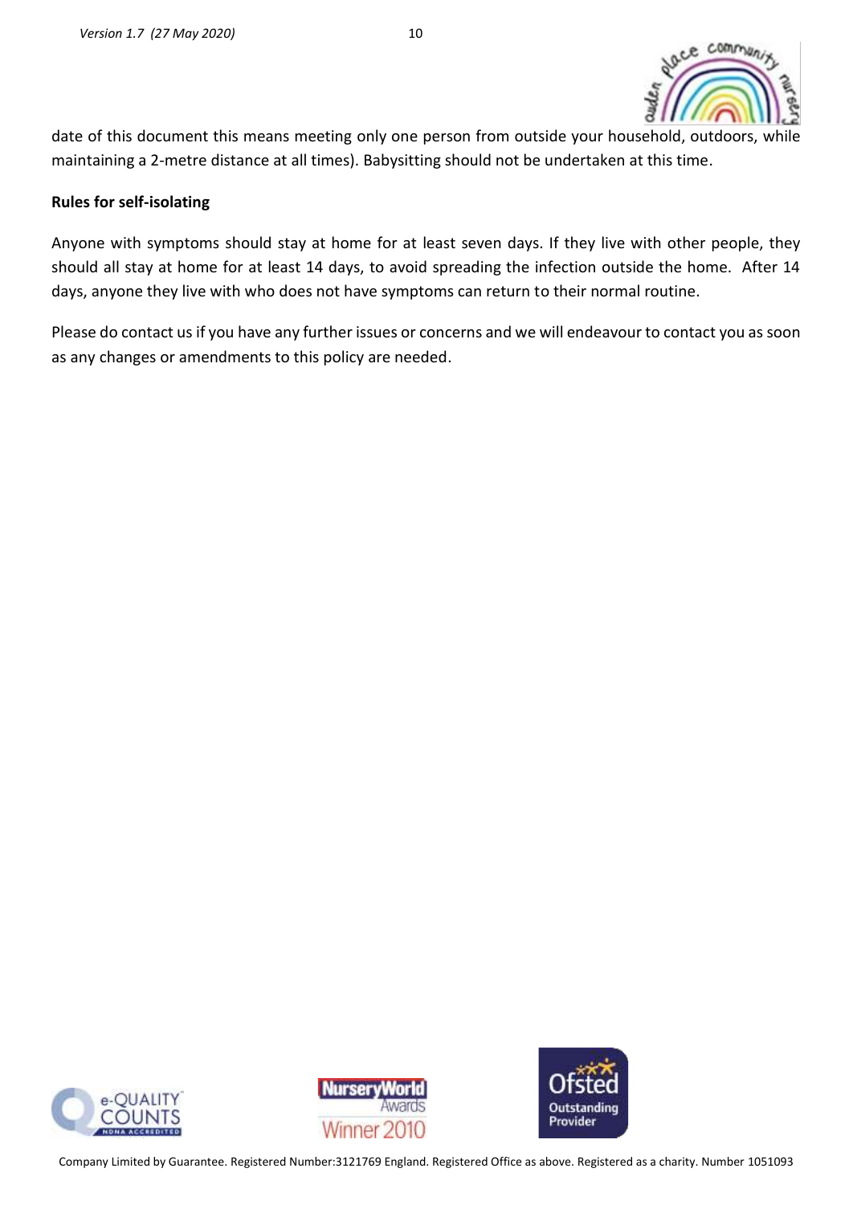date of this document this means meeting only one person from outside your household, outdoors, while maintaining a 2-metre distance at all times). Babysitting should not be undertaken at this time.

**Rules for self-isolating**

Anyone with symptoms should stay at home for at least seven days. If they live with other people, they should all stay at home for at least 14 days, to avoid spreading the infection outside the home. After 14 days, anyone they live with who does not have symptoms can return to their normal routine.

Please do contact us if you have any further issues or concerns and we will endeavour to contact you as soon as any changes or amendments to this policy are needed.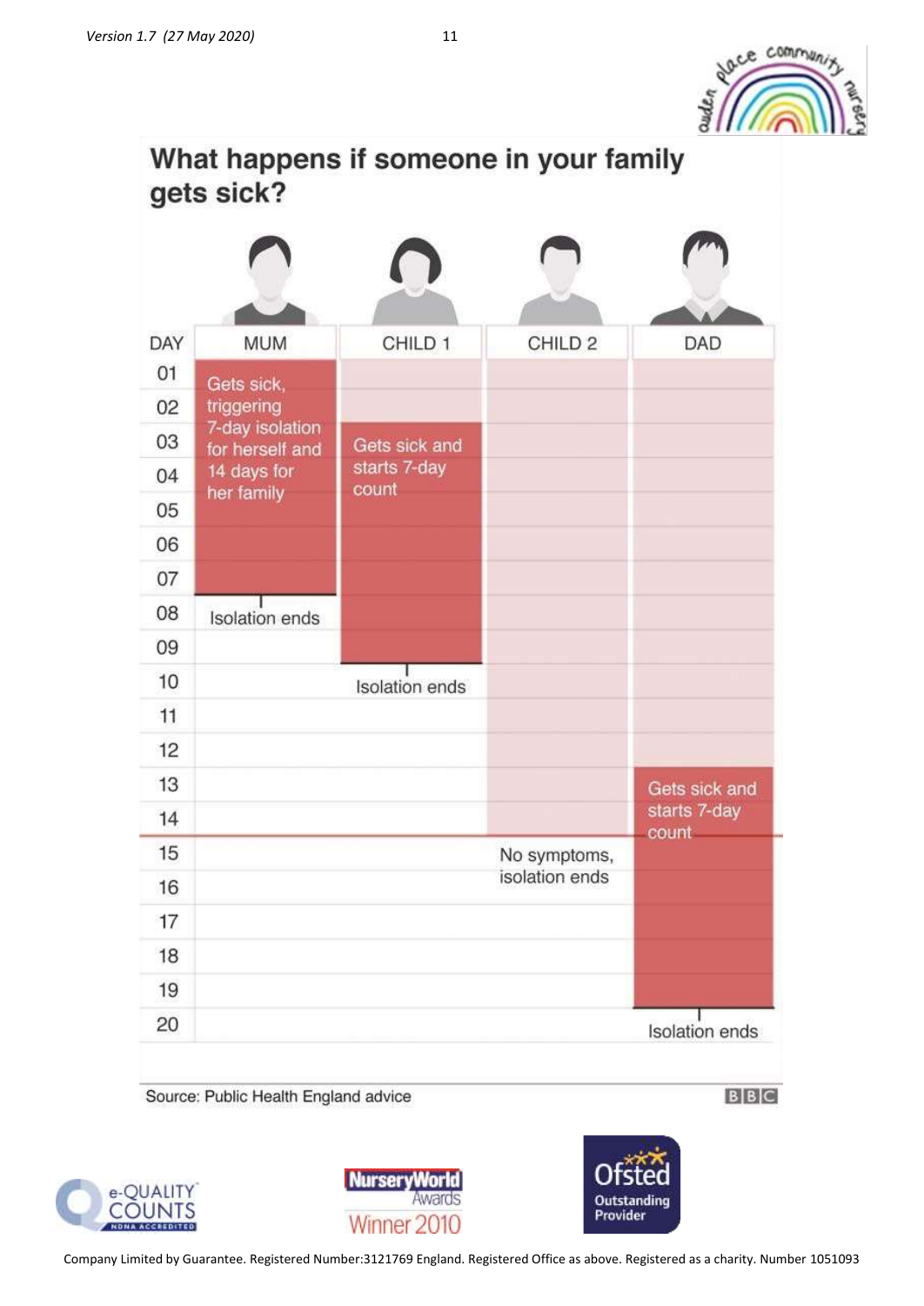## What happens if someone in your family gets sick?

DAY

MUM

CHILD 1

CHILD 2

DAD

01
02
03
04
05
06
07
08
09
10
11
12
13
14
15
16
17
18
19
20

Gets sick, triggering 7-day isolation for herself and 14 days for her family

Isolation ends

Gets sick and starts 7-day count

Isolation ends

No symptoms, isolation ends

Gets sick and starts 7-day count

Isolation ends

Source: Public Health England advice

BBC

Company Limited by Guarantee. Registered Number:3121769 England. Registered Office as above. Registered as a charity. Number 1051093